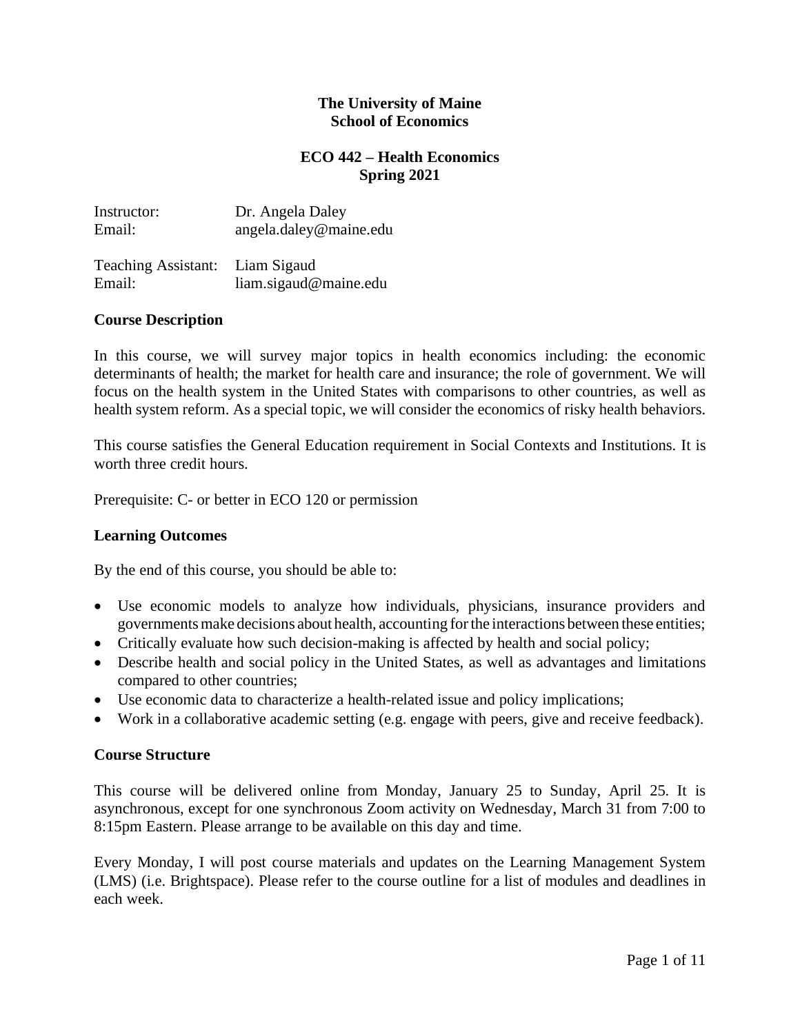**The University of Maine**
**School of Economics**

**ECO 442 – Health Economics**
**Spring 2021**

Instructor: Dr. Angela Daley
Email: angela.daley@maine.edu

Teaching Assistant: Liam Sigaud
Email: liam.sigaud@maine.edu

## Course Description

In this course, we will survey major topics in health economics including: the economic determinants of health; the market for health care and insurance; the role of government. We will focus on the health system in the United States with comparisons to other countries, as well as health system reform. As a special topic, we will consider the economics of risky health behaviors.

This course satisfies the General Education requirement in Social Contexts and Institutions. It is worth three credit hours.

Prerequisite: C- or better in ECO 120 or permission

## Learning Outcomes

By the end of this course, you should be able to:

- Use economic models to analyze how individuals, physicians, insurance providers and governments make decisions about health, accounting for the interactions between these entities;
- Critically evaluate how such decision-making is affected by health and social policy;
- Describe health and social policy in the United States, as well as advantages and limitations compared to other countries;
- Use economic data to characterize a health-related issue and policy implications;
- Work in a collaborative academic setting (e.g. engage with peers, give and receive feedback).

## Course Structure

This course will be delivered online from Monday, January 25 to Sunday, April 25. It is asynchronous, except for one synchronous Zoom activity on Wednesday, March 31 from 7:00 to 8:15pm Eastern. Please arrange to be available on this day and time.

Every Monday, I will post course materials and updates on the Learning Management System (LMS) (i.e. Brightspace). Please refer to the course outline for a list of modules and deadlines in each week.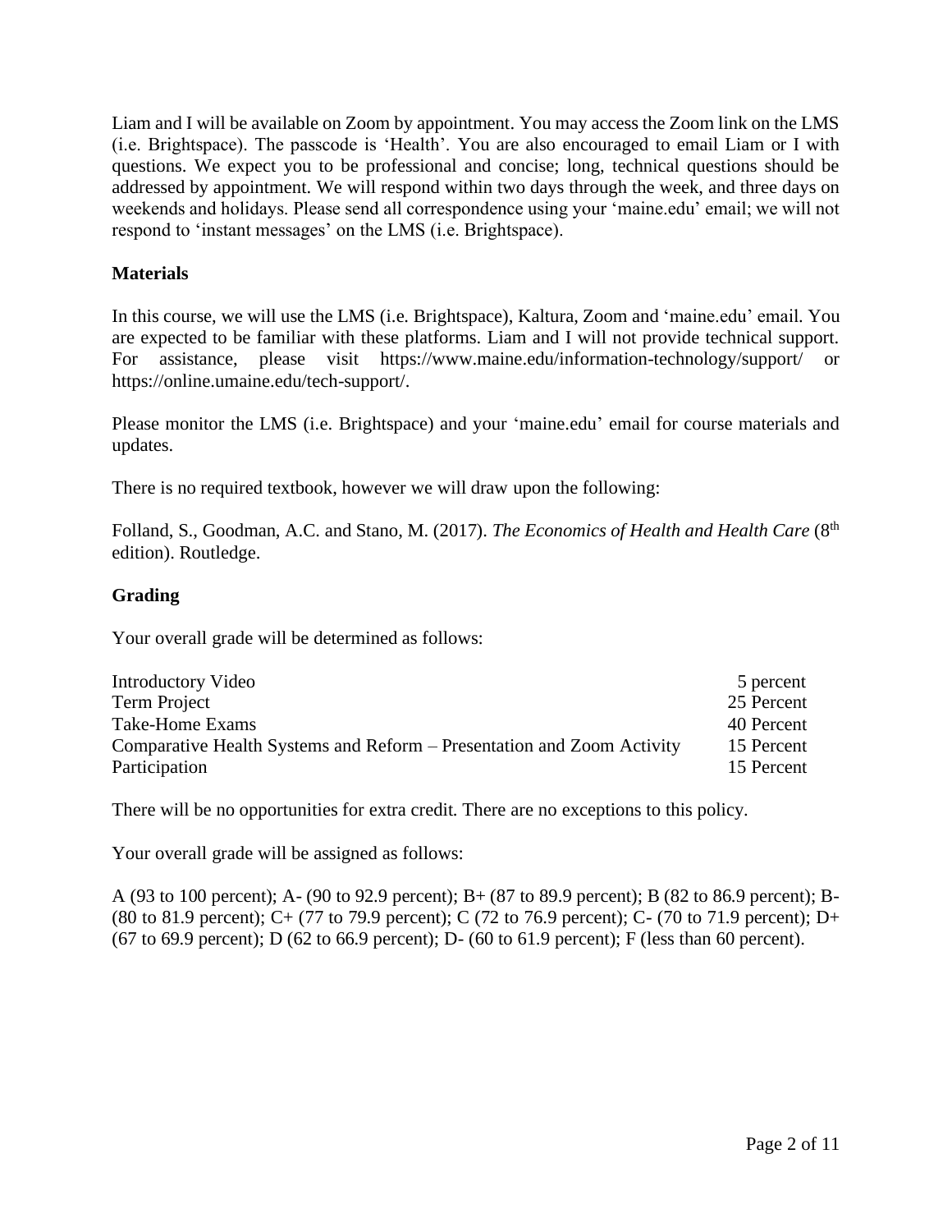Liam and I will be available on Zoom by appointment. You may access the Zoom link on the LMS (i.e. Brightspace). The passcode is 'Health'. You are also encouraged to email Liam or I with questions. We expect you to be professional and concise; long, technical questions should be addressed by appointment. We will respond within two days through the week, and three days on weekends and holidays. Please send all correspondence using your 'maine.edu' email; we will not respond to 'instant messages' on the LMS (i.e. Brightspace).

**Materials**

In this course, we will use the LMS (i.e. Brightspace), Kaltura, Zoom and 'maine.edu' email. You are expected to be familiar with these platforms. Liam and I will not provide technical support. For assistance, please visit https://www.maine.edu/information-technology/support/ or https://online.umaine.edu/tech-support/.

Please monitor the LMS (i.e. Brightspace) and your 'maine.edu' email for course materials and updates.

There is no required textbook, however we will draw upon the following:

Folland, S., Goodman, A.C. and Stano, M. (2017). *The Economics of Health and Health Care* (8th edition). Routledge.

**Grading**

Your overall grade will be determined as follows:

| | |
|---|---|
| Introductory Video | 5 percent |
| Term Project | 25 Percent |
| Take-Home Exams | 40 Percent |
| Comparative Health Systems and Reform – Presentation and Zoom Activity | 15 Percent |
| Participation | 15 Percent |

There will be no opportunities for extra credit. There are no exceptions to this policy.

Your overall grade will be assigned as follows:

A (93 to 100 percent); A- (90 to 92.9 percent); B+ (87 to 89.9 percent); B (82 to 86.9 percent); B- (80 to 81.9 percent); C+ (77 to 79.9 percent); C (72 to 76.9 percent); C- (70 to 71.9 percent); D+ (67 to 69.9 percent); D (62 to 66.9 percent); D- (60 to 61.9 percent); F (less than 60 percent).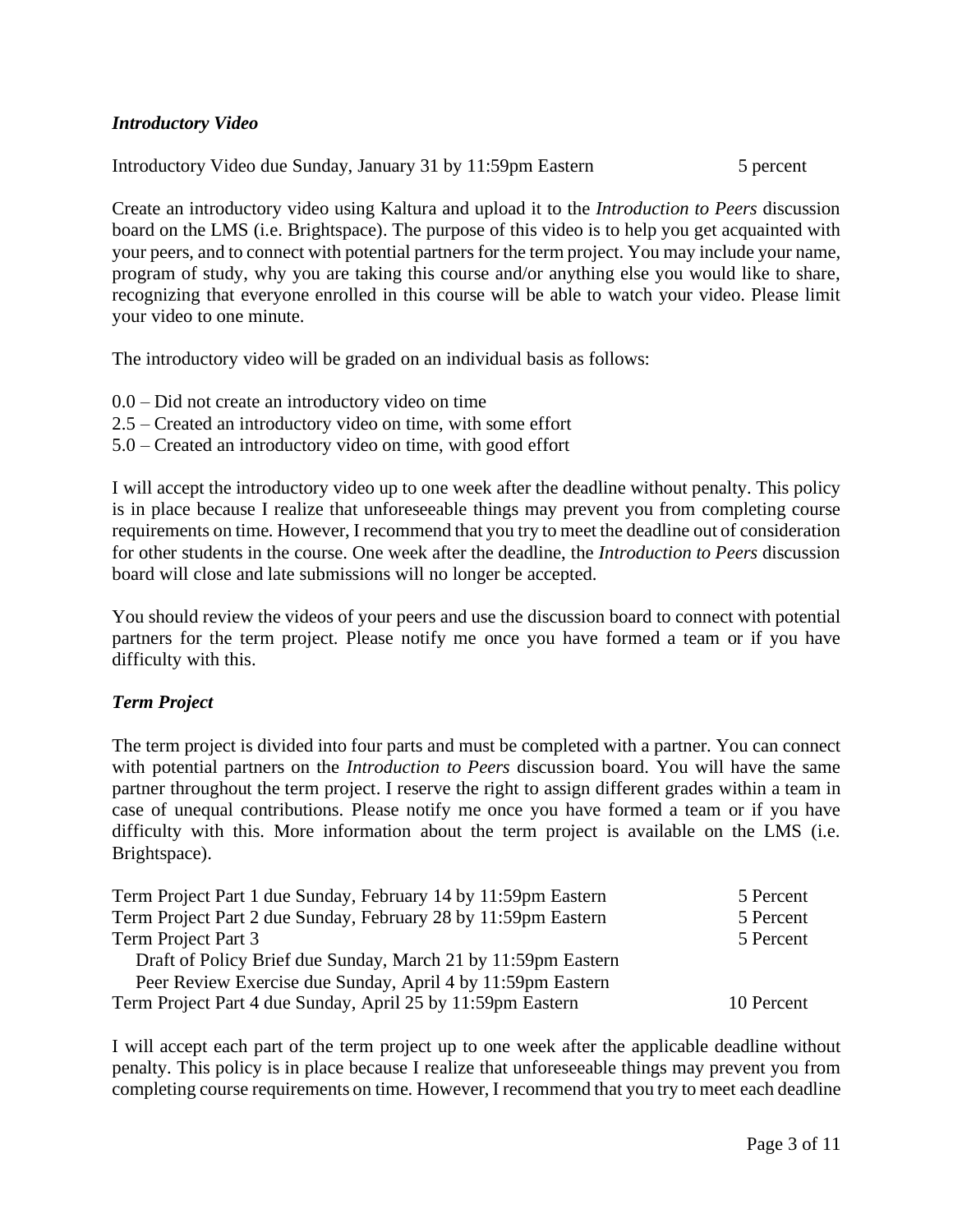### *Introductory Video*

| | |
|---|---|
| Introductory Video due Sunday, January 31 by 11:59pm Eastern | 5 percent |

Create an introductory video using Kaltura and upload it to the *Introduction to Peers* discussion board on the LMS (i.e. Brightspace). The purpose of this video is to help you get acquainted with your peers, and to connect with potential partners for the term project. You may include your name, program of study, why you are taking this course and/or anything else you would like to share, recognizing that everyone enrolled in this course will be able to watch your video. Please limit your video to one minute.

The introductory video will be graded on an individual basis as follows:

0.0 – Did not create an introductory video on time
2.5 – Created an introductory video on time, with some effort
5.0 – Created an introductory video on time, with good effort

I will accept the introductory video up to one week after the deadline without penalty. This policy is in place because I realize that unforeseeable things may prevent you from completing course requirements on time. However, I recommend that you try to meet the deadline out of consideration for other students in the course. One week after the deadline, the *Introduction to Peers* discussion board will close and late submissions will no longer be accepted.

You should review the videos of your peers and use the discussion board to connect with potential partners for the term project. Please notify me once you have formed a team or if you have difficulty with this.

### *Term Project*

The term project is divided into four parts and must be completed with a partner. You can connect with potential partners on the *Introduction to Peers* discussion board. You will have the same partner throughout the term project. I reserve the right to assign different grades within a team in case of unequal contributions. Please notify me once you have formed a team or if you have difficulty with this. More information about the term project is available on the LMS (i.e. Brightspace).

| | |
|---|---|
| Term Project Part 1 due Sunday, February 14 by 11:59pm Eastern | 5 Percent |
| Term Project Part 2 due Sunday, February 28 by 11:59pm Eastern | 5 Percent |
| Term Project Part 3 | 5 Percent |
| Draft of Policy Brief due Sunday, March 21 by 11:59pm Eastern | |
| Peer Review Exercise due Sunday, April 4 by 11:59pm Eastern | |
| Term Project Part 4 due Sunday, April 25 by 11:59pm Eastern | 10 Percent |

I will accept each part of the term project up to one week after the applicable deadline without penalty. This policy is in place because I realize that unforeseeable things may prevent you from completing course requirements on time. However, I recommend that you try to meet each deadline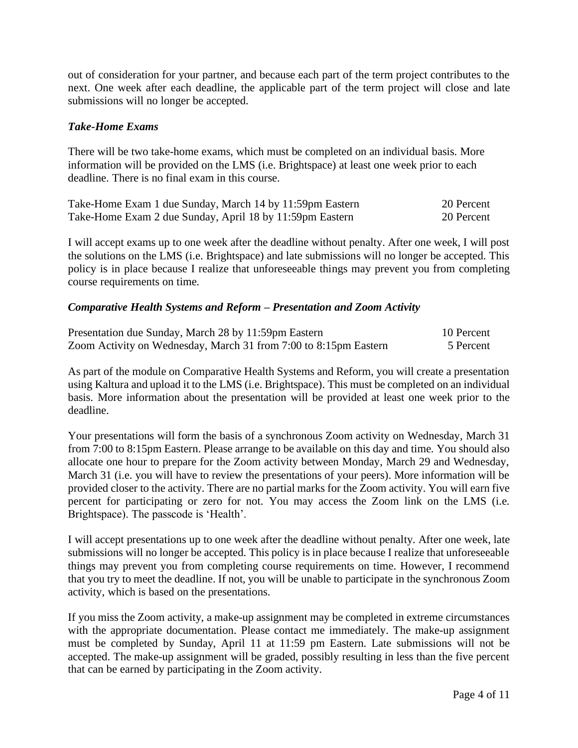out of consideration for your partner, and because each part of the term project contributes to the next. One week after each deadline, the applicable part of the term project will close and late submissions will no longer be accepted.

### *Take-Home Exams*

There will be two take-home exams, which must be completed on an individual basis. More information will be provided on the LMS (i.e. Brightspace) at least one week prior to each deadline. There is no final exam in this course.

| | |
|---|---|
| Take-Home Exam 1 due Sunday, March 14 by 11:59pm Eastern | 20 Percent |
| Take-Home Exam 2 due Sunday, April 18 by 11:59pm Eastern | 20 Percent |

I will accept exams up to one week after the deadline without penalty. After one week, I will post the solutions on the LMS (i.e. Brightspace) and late submissions will no longer be accepted. This policy is in place because I realize that unforeseeable things may prevent you from completing course requirements on time.

### *Comparative Health Systems and Reform – Presentation and Zoom Activity*

| | |
|---|---|
| Presentation due Sunday, March 28 by 11:59pm Eastern | 10 Percent |
| Zoom Activity on Wednesday, March 31 from 7:00 to 8:15pm Eastern | 5 Percent |

As part of the module on Comparative Health Systems and Reform, you will create a presentation using Kaltura and upload it to the LMS (i.e. Brightspace). This must be completed on an individual basis. More information about the presentation will be provided at least one week prior to the deadline.

Your presentations will form the basis of a synchronous Zoom activity on Wednesday, March 31 from 7:00 to 8:15pm Eastern. Please arrange to be available on this day and time. You should also allocate one hour to prepare for the Zoom activity between Monday, March 29 and Wednesday, March 31 (i.e. you will have to review the presentations of your peers). More information will be provided closer to the activity. There are no partial marks for the Zoom activity. You will earn five percent for participating or zero for not. You may access the Zoom link on the LMS (i.e. Brightspace). The passcode is 'Health'.

I will accept presentations up to one week after the deadline without penalty. After one week, late submissions will no longer be accepted. This policy is in place because I realize that unforeseeable things may prevent you from completing course requirements on time. However, I recommend that you try to meet the deadline. If not, you will be unable to participate in the synchronous Zoom activity, which is based on the presentations.

If you miss the Zoom activity, a make-up assignment may be completed in extreme circumstances with the appropriate documentation. Please contact me immediately. The make-up assignment must be completed by Sunday, April 11 at 11:59 pm Eastern. Late submissions will not be accepted. The make-up assignment will be graded, possibly resulting in less than the five percent that can be earned by participating in the Zoom activity.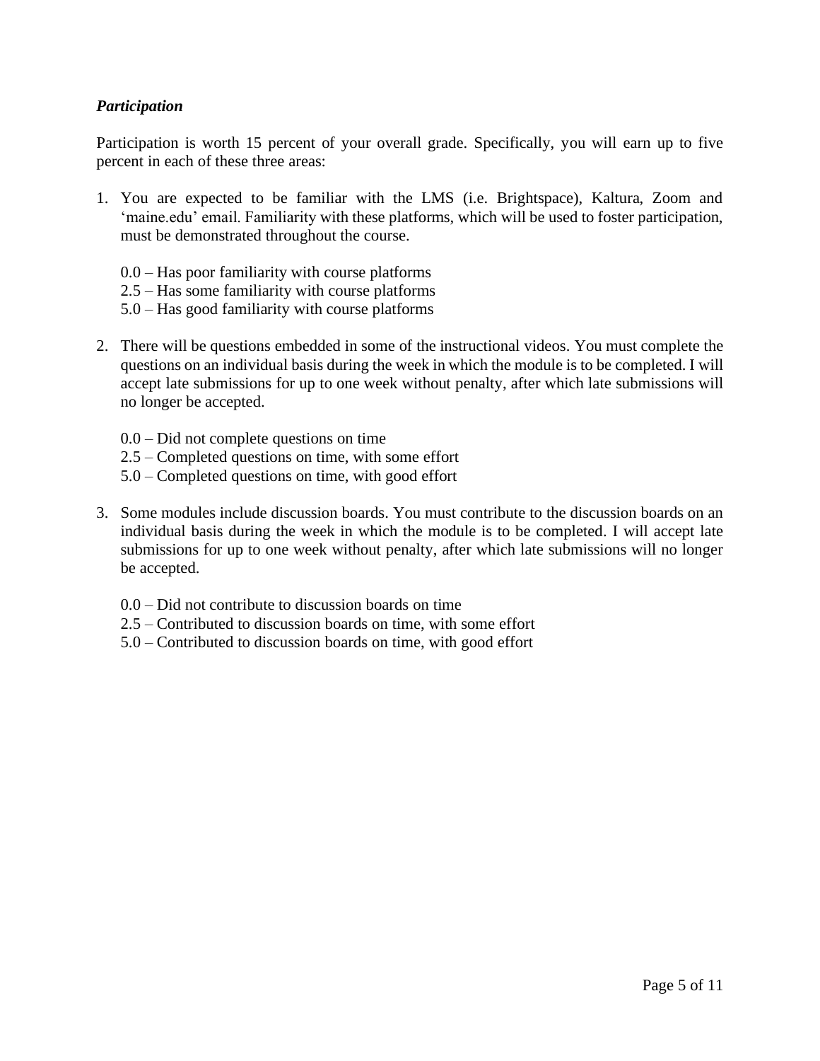***Participation***

Participation is worth 15 percent of your overall grade. Specifically, you will earn up to five percent in each of these three areas:

1. You are expected to be familiar with the LMS (i.e. Brightspace), Kaltura, Zoom and 'maine.edu' email. Familiarity with these platforms, which will be used to foster participation, must be demonstrated throughout the course.

   0.0 – Has poor familiarity with course platforms
   2.5 – Has some familiarity with course platforms
   5.0 – Has good familiarity with course platforms

2. There will be questions embedded in some of the instructional videos. You must complete the questions on an individual basis during the week in which the module is to be completed. I will accept late submissions for up to one week without penalty, after which late submissions will no longer be accepted.

   0.0 – Did not complete questions on time
   2.5 – Completed questions on time, with some effort
   5.0 – Completed questions on time, with good effort

3. Some modules include discussion boards. You must contribute to the discussion boards on an individual basis during the week in which the module is to be completed. I will accept late submissions for up to one week without penalty, after which late submissions will no longer be accepted.

   0.0 – Did not contribute to discussion boards on time
   2.5 – Contributed to discussion boards on time, with some effort
   5.0 – Contributed to discussion boards on time, with good effort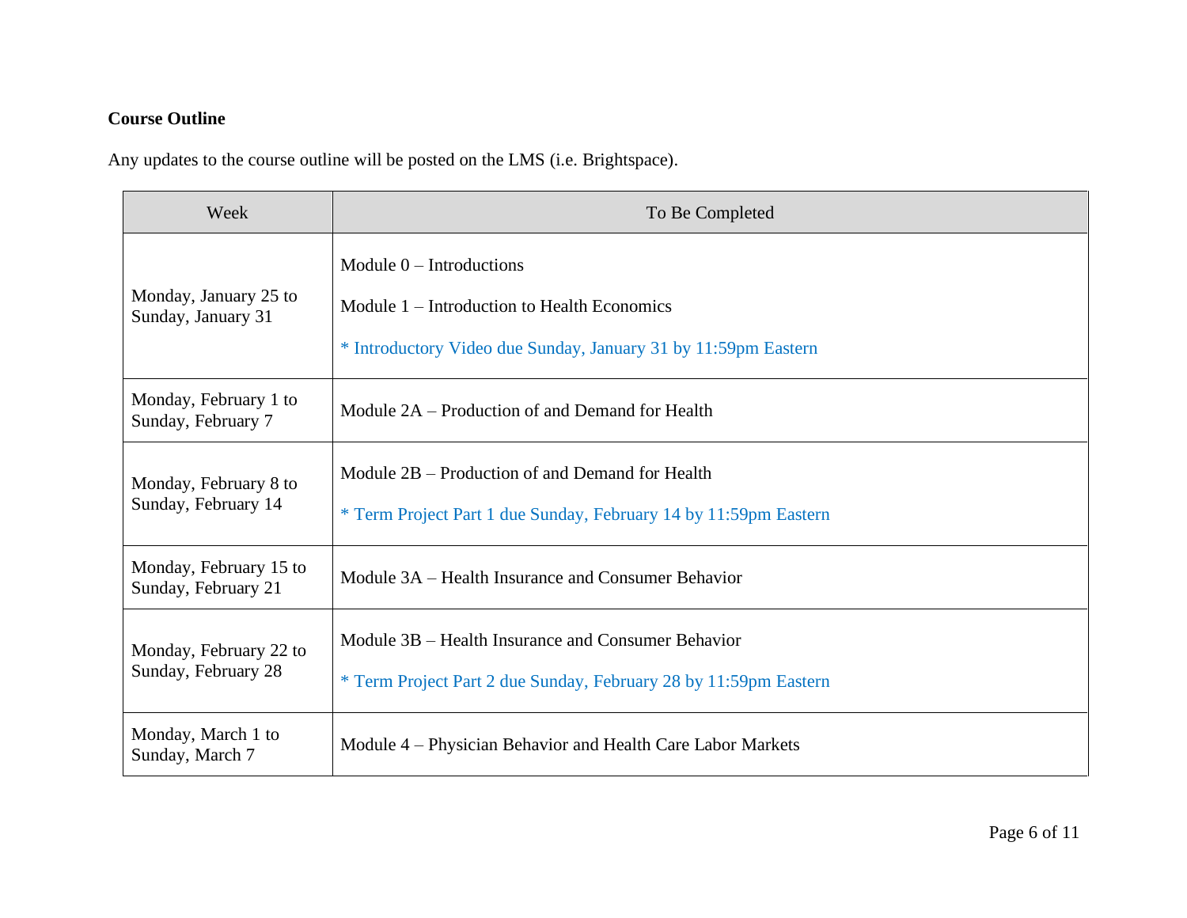**Course Outline**

Any updates to the course outline will be posted on the LMS (i.e. Brightspace).

| Week | To Be Completed |
| --- | --- |
| Monday, January 25 to Sunday, January 31 | Module 0 – Introductions<br>Module 1 – Introduction to Health Economics<br>* Introductory Video due Sunday, January 31 by 11:59pm Eastern |
| Monday, February 1 to Sunday, February 7 | Module 2A – Production of and Demand for Health |
| Monday, February 8 to Sunday, February 14 | Module 2B – Production of and Demand for Health<br>* Term Project Part 1 due Sunday, February 14 by 11:59pm Eastern |
| Monday, February 15 to Sunday, February 21 | Module 3A – Health Insurance and Consumer Behavior |
| Monday, February 22 to Sunday, February 28 | Module 3B – Health Insurance and Consumer Behavior<br>* Term Project Part 2 due Sunday, February 28 by 11:59pm Eastern |
| Monday, March 1 to Sunday, March 7 | Module 4 – Physician Behavior and Health Care Labor Markets |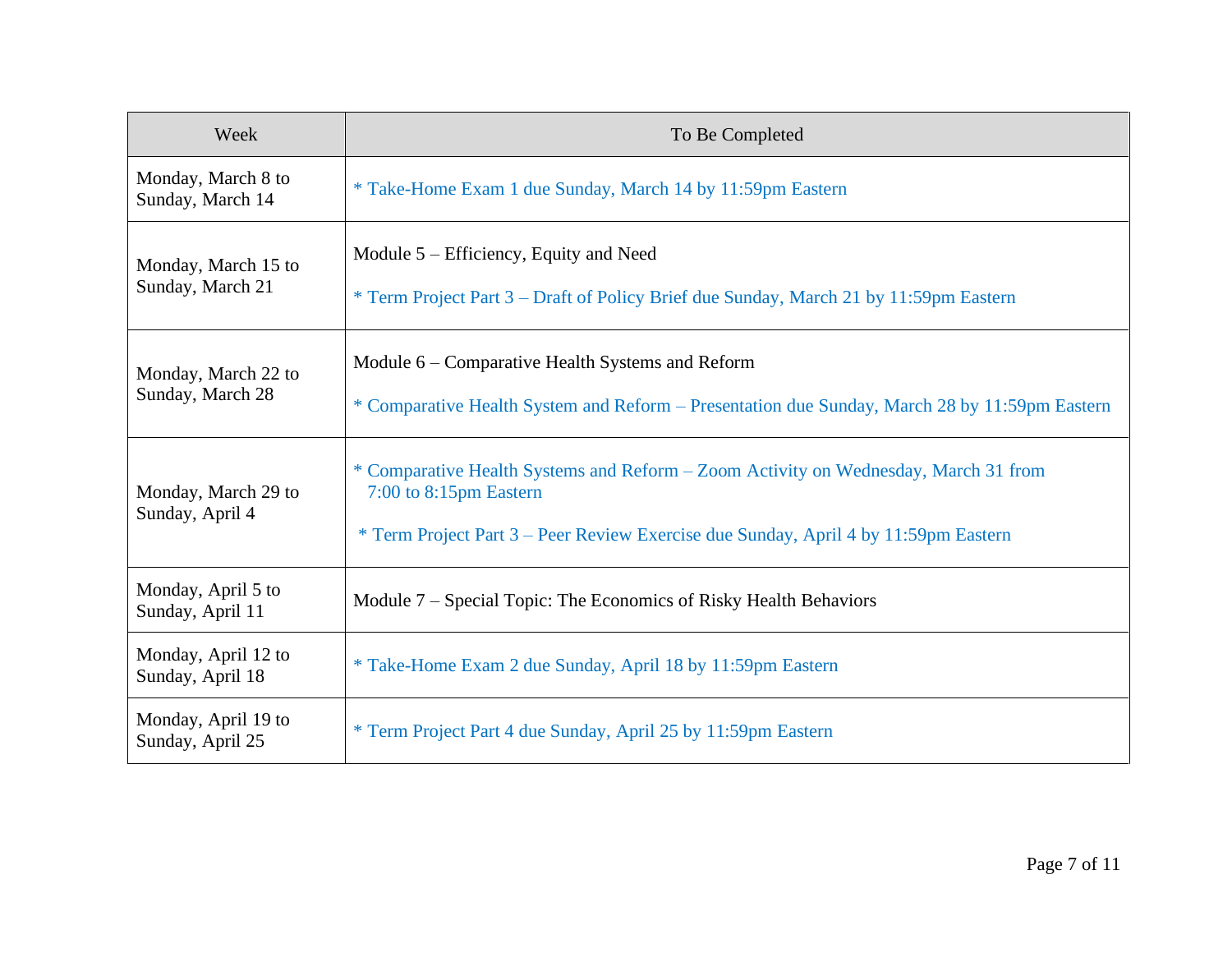| Week | To Be Completed |
| --- | --- |
| Monday, March 8 to Sunday, March 14 | * Take-Home Exam 1 due Sunday, March 14 by 11:59pm Eastern |
| Monday, March 15 to Sunday, March 21 | Module 5 – Efficiency, Equity and Need<br><br>* Term Project Part 3 – Draft of Policy Brief due Sunday, March 21 by 11:59pm Eastern |
| Monday, March 22 to Sunday, March 28 | Module 6 – Comparative Health Systems and Reform<br><br>* Comparative Health System and Reform – Presentation due Sunday, March 28 by 11:59pm Eastern |
| Monday, March 29 to Sunday, April 4 | * Comparative Health Systems and Reform – Zoom Activity on Wednesday, March 31 from 7:00 to 8:15pm Eastern<br><br>* Term Project Part 3 – Peer Review Exercise due Sunday, April 4 by 11:59pm Eastern |
| Monday, April 5 to Sunday, April 11 | Module 7 – Special Topic: The Economics of Risky Health Behaviors |
| Monday, April 12 to Sunday, April 18 | * Take-Home Exam 2 due Sunday, April 18 by 11:59pm Eastern |
| Monday, April 19 to Sunday, April 25 | * Term Project Part 4 due Sunday, April 25 by 11:59pm Eastern |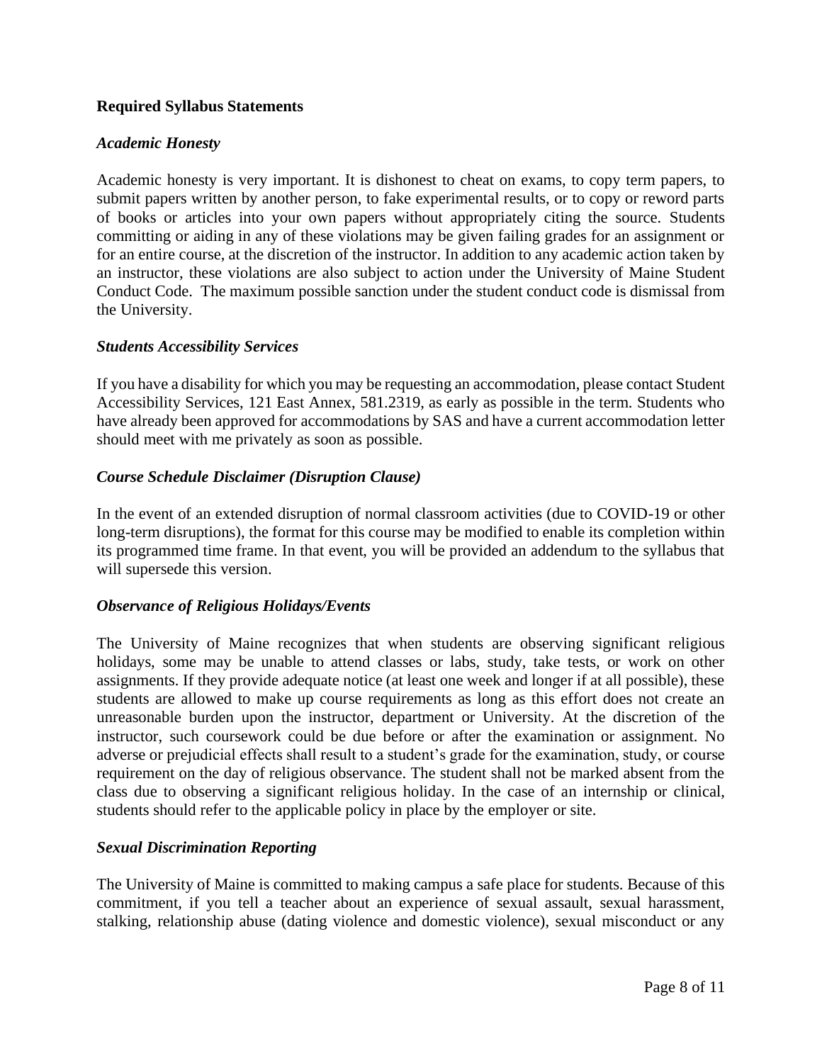## Required Syllabus Statements

### *Academic Honesty*

Academic honesty is very important. It is dishonest to cheat on exams, to copy term papers, to submit papers written by another person, to fake experimental results, or to copy or reword parts of books or articles into your own papers without appropriately citing the source. Students committing or aiding in any of these violations may be given failing grades for an assignment or for an entire course, at the discretion of the instructor. In addition to any academic action taken by an instructor, these violations are also subject to action under the University of Maine Student Conduct Code. The maximum possible sanction under the student conduct code is dismissal from the University.

### *Students Accessibility Services*

If you have a disability for which you may be requesting an accommodation, please contact Student Accessibility Services, 121 East Annex, 581.2319, as early as possible in the term. Students who have already been approved for accommodations by SAS and have a current accommodation letter should meet with me privately as soon as possible.

### *Course Schedule Disclaimer (Disruption Clause)*

In the event of an extended disruption of normal classroom activities (due to COVID-19 or other long-term disruptions), the format for this course may be modified to enable its completion within its programmed time frame. In that event, you will be provided an addendum to the syllabus that will supersede this version.

### *Observance of Religious Holidays/Events*

The University of Maine recognizes that when students are observing significant religious holidays, some may be unable to attend classes or labs, study, take tests, or work on other assignments. If they provide adequate notice (at least one week and longer if at all possible), these students are allowed to make up course requirements as long as this effort does not create an unreasonable burden upon the instructor, department or University. At the discretion of the instructor, such coursework could be due before or after the examination or assignment. No adverse or prejudicial effects shall result to a student's grade for the examination, study, or course requirement on the day of religious observance. The student shall not be marked absent from the class due to observing a significant religious holiday. In the case of an internship or clinical, students should refer to the applicable policy in place by the employer or site.

### *Sexual Discrimination Reporting*

The University of Maine is committed to making campus a safe place for students. Because of this commitment, if you tell a teacher about an experience of sexual assault, sexual harassment, stalking, relationship abuse (dating violence and domestic violence), sexual misconduct or any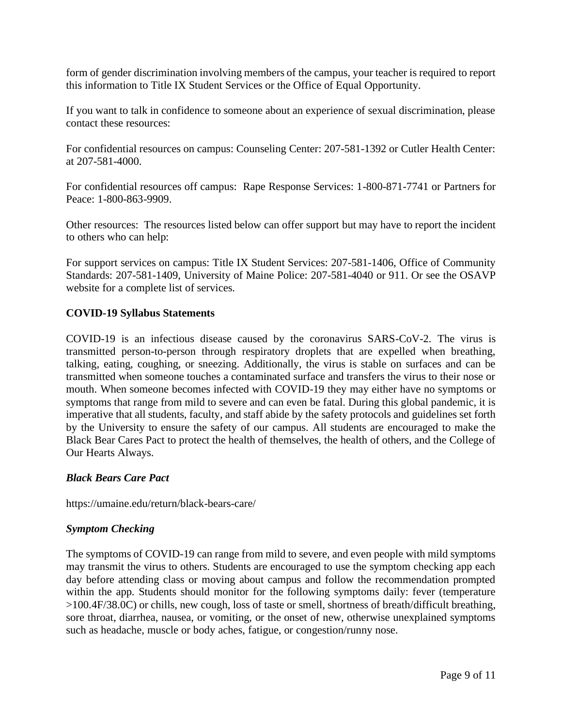form of gender discrimination involving members of the campus, your teacher is required to report this information to Title IX Student Services or the Office of Equal Opportunity.

If you want to talk in confidence to someone about an experience of sexual discrimination, please contact these resources:

For confidential resources on campus: Counseling Center: 207-581-1392 or Cutler Health Center: at 207-581-4000.

For confidential resources off campus: Rape Response Services: 1-800-871-7741 or Partners for Peace: 1-800-863-9909.

Other resources: The resources listed below can offer support but may have to report the incident to others who can help:

For support services on campus: Title IX Student Services: 207-581-1406, Office of Community Standards: 207-581-1409, University of Maine Police: 207-581-4040 or 911. Or see the OSAVP website for a complete list of services.

**COVID-19 Syllabus Statements**

COVID-19 is an infectious disease caused by the coronavirus SARS-CoV-2. The virus is transmitted person-to-person through respiratory droplets that are expelled when breathing, talking, eating, coughing, or sneezing. Additionally, the virus is stable on surfaces and can be transmitted when someone touches a contaminated surface and transfers the virus to their nose or mouth. When someone becomes infected with COVID-19 they may either have no symptoms or symptoms that range from mild to severe and can even be fatal. During this global pandemic, it is imperative that all students, faculty, and staff abide by the safety protocols and guidelines set forth by the University to ensure the safety of our campus. All students are encouraged to make the Black Bear Cares Pact to protect the health of themselves, the health of others, and the College of Our Hearts Always.

***Black Bears Care Pact***

https://umaine.edu/return/black-bears-care/

***Symptom Checking***

The symptoms of COVID-19 can range from mild to severe, and even people with mild symptoms may transmit the virus to others. Students are encouraged to use the symptom checking app each day before attending class or moving about campus and follow the recommendation prompted within the app. Students should monitor for the following symptoms daily: fever (temperature >100.4F/38.0C) or chills, new cough, loss of taste or smell, shortness of breath/difficult breathing, sore throat, diarrhea, nausea, or vomiting, or the onset of new, otherwise unexplained symptoms such as headache, muscle or body aches, fatigue, or congestion/runny nose.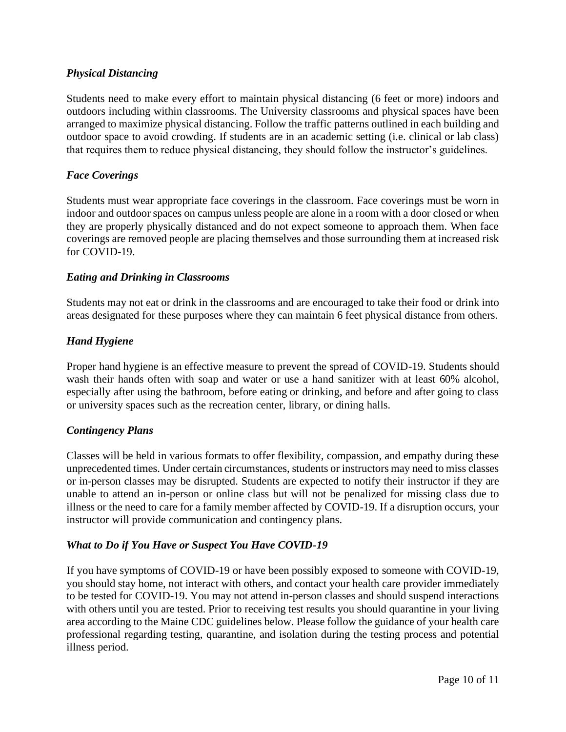### *Physical Distancing*

Students need to make every effort to maintain physical distancing (6 feet or more) indoors and outdoors including within classrooms. The University classrooms and physical spaces have been arranged to maximize physical distancing. Follow the traffic patterns outlined in each building and outdoor space to avoid crowding. If students are in an academic setting (i.e. clinical or lab class) that requires them to reduce physical distancing, they should follow the instructor's guidelines.

### *Face Coverings*

Students must wear appropriate face coverings in the classroom. Face coverings must be worn in indoor and outdoor spaces on campus unless people are alone in a room with a door closed or when they are properly physically distanced and do not expect someone to approach them. When face coverings are removed people are placing themselves and those surrounding them at increased risk for COVID-19.

### *Eating and Drinking in Classrooms*

Students may not eat or drink in the classrooms and are encouraged to take their food or drink into areas designated for these purposes where they can maintain 6 feet physical distance from others.

### *Hand Hygiene*

Proper hand hygiene is an effective measure to prevent the spread of COVID-19. Students should wash their hands often with soap and water or use a hand sanitizer with at least 60% alcohol, especially after using the bathroom, before eating or drinking, and before and after going to class or university spaces such as the recreation center, library, or dining halls.

### *Contingency Plans*

Classes will be held in various formats to offer flexibility, compassion, and empathy during these unprecedented times. Under certain circumstances, students or instructors may need to miss classes or in-person classes may be disrupted. Students are expected to notify their instructor if they are unable to attend an in-person or online class but will not be penalized for missing class due to illness or the need to care for a family member affected by COVID-19. If a disruption occurs, your instructor will provide communication and contingency plans.

### *What to Do if You Have or Suspect You Have COVID-19*

If you have symptoms of COVID-19 or have been possibly exposed to someone with COVID-19, you should stay home, not interact with others, and contact your health care provider immediately to be tested for COVID-19. You may not attend in-person classes and should suspend interactions with others until you are tested. Prior to receiving test results you should quarantine in your living area according to the Maine CDC guidelines below. Please follow the guidance of your health care professional regarding testing, quarantine, and isolation during the testing process and potential illness period.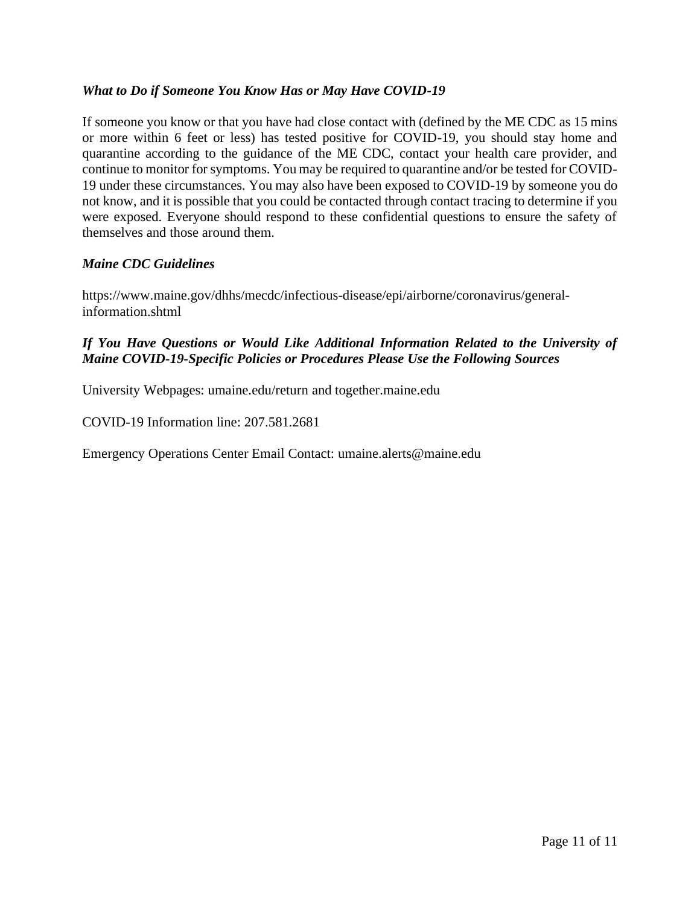***What to Do if Someone You Know Has or May Have COVID-19***

If someone you know or that you have had close contact with (defined by the ME CDC as 15 mins or more within 6 feet or less) has tested positive for COVID-19, you should stay home and quarantine according to the guidance of the ME CDC, contact your health care provider, and continue to monitor for symptoms. You may be required to quarantine and/or be tested for COVID-19 under these circumstances. You may also have been exposed to COVID-19 by someone you do not know, and it is possible that you could be contacted through contact tracing to determine if you were exposed. Everyone should respond to these confidential questions to ensure the safety of themselves and those around them.

***Maine CDC Guidelines***

https://www.maine.gov/dhhs/mecdc/infectious-disease/epi/airborne/coronavirus/general-information.shtml

***If You Have Questions or Would Like Additional Information Related to the University of Maine COVID-19-Specific Policies or Procedures Please Use the Following Sources***

University Webpages: umaine.edu/return and together.maine.edu

COVID-19 Information line: 207.581.2681

Emergency Operations Center Email Contact: umaine.alerts@maine.edu